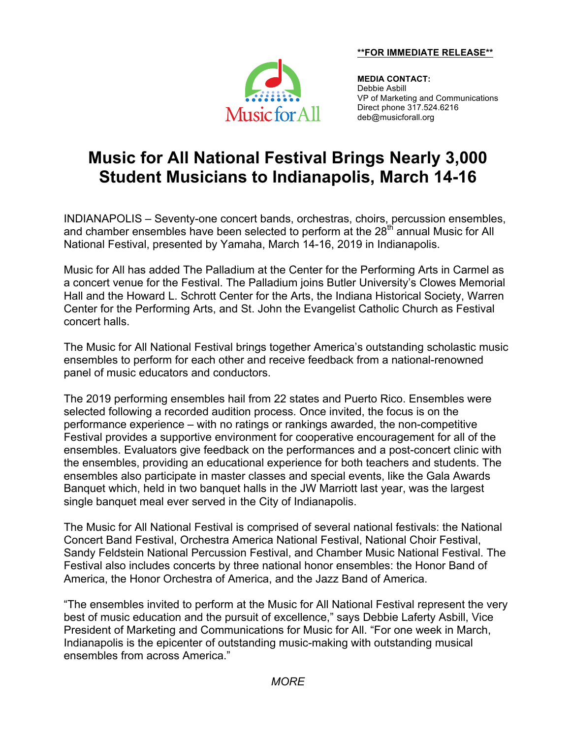**FOR IMMEDIATE RELEASE**

**MEDIA CONTACT:**
Debbie Asbill
VP of Marketing and Communications
Direct phone 317.524.6216
deb@musicforall.org

# Music for All National Festival Brings Nearly 3,000 Student Musicians to Indianapolis, March 14-16

INDIANAPOLIS – Seventy-one concert bands, orchestras, choirs, percussion ensembles, and chamber ensembles have been selected to perform at the 28th annual Music for All National Festival, presented by Yamaha, March 14-16, 2019 in Indianapolis.

Music for All has added The Palladium at the Center for the Performing Arts in Carmel as a concert venue for the Festival. The Palladium joins Butler University's Clowes Memorial Hall and the Howard L. Schrott Center for the Arts, the Indiana Historical Society, Warren Center for the Performing Arts, and St. John the Evangelist Catholic Church as Festival concert halls.

The Music for All National Festival brings together America's outstanding scholastic music ensembles to perform for each other and receive feedback from a national-renowned panel of music educators and conductors.

The 2019 performing ensembles hail from 22 states and Puerto Rico. Ensembles were selected following a recorded audition process. Once invited, the focus is on the performance experience – with no ratings or rankings awarded, the non-competitive Festival provides a supportive environment for cooperative encouragement for all of the ensembles. Evaluators give feedback on the performances and a post-concert clinic with the ensembles, providing an educational experience for both teachers and students. The ensembles also participate in master classes and special events, like the Gala Awards Banquet which, held in two banquet halls in the JW Marriott last year, was the largest single banquet meal ever served in the City of Indianapolis.

The Music for All National Festival is comprised of several national festivals: the National Concert Band Festival, Orchestra America National Festival, National Choir Festival, Sandy Feldstein National Percussion Festival, and Chamber Music National Festival. The Festival also includes concerts by three national honor ensembles: the Honor Band of America, the Honor Orchestra of America, and the Jazz Band of America.

"The ensembles invited to perform at the Music for All National Festival represent the very best of music education and the pursuit of excellence," says Debbie Laferty Asbill, Vice President of Marketing and Communications for Music for All. "For one week in March, Indianapolis is the epicenter of outstanding music-making with outstanding musical ensembles from across America."

*MORE*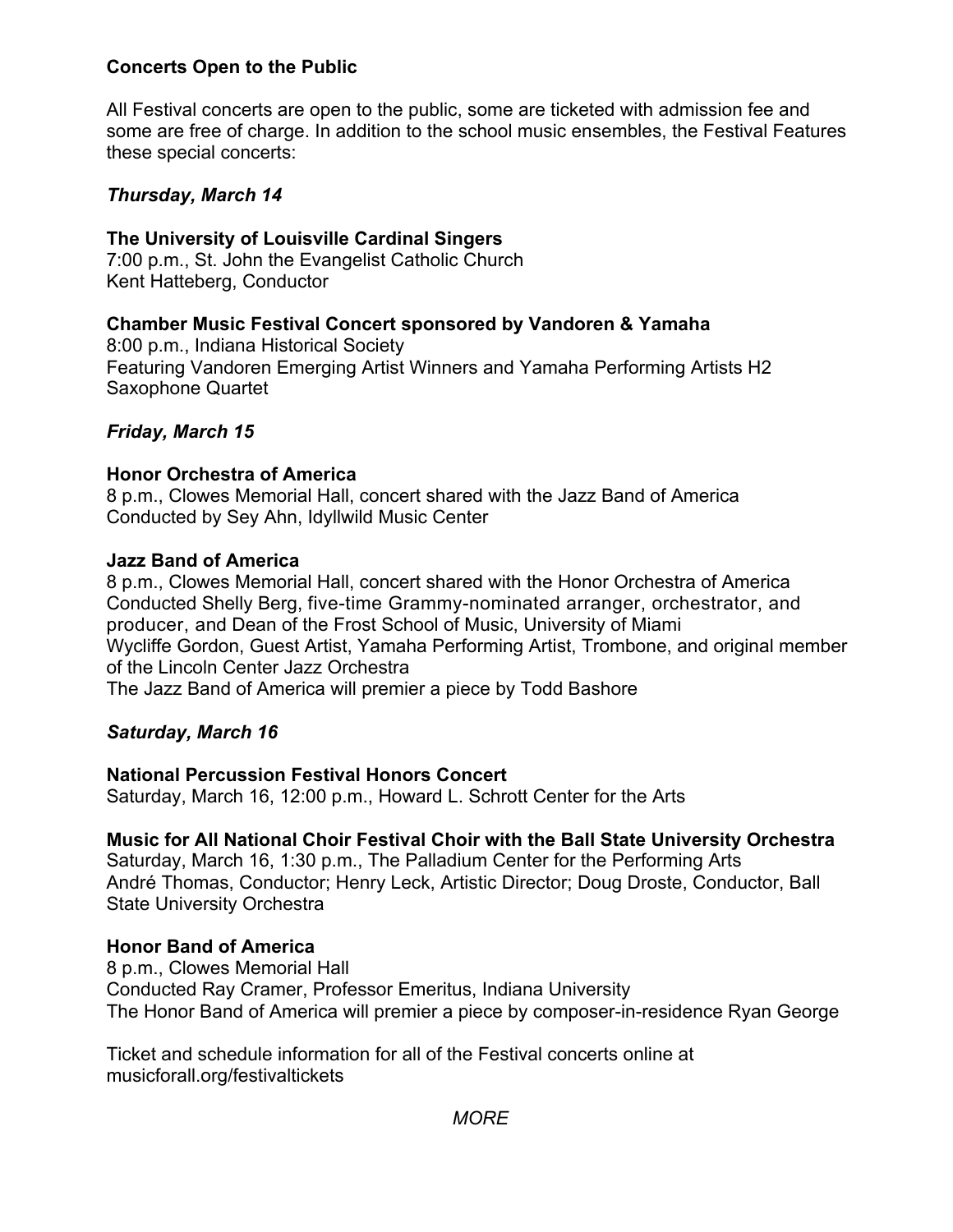**Concerts Open to the Public**

All Festival concerts are open to the public, some are ticketed with admission fee and some are free of charge. In addition to the school music ensembles, the Festival Features these special concerts:

***Thursday, March 14***

**The University of Louisville Cardinal Singers**
7:00 p.m., St. John the Evangelist Catholic Church
Kent Hatteberg, Conductor

**Chamber Music Festival Concert sponsored by Vandoren & Yamaha**
8:00 p.m., Indiana Historical Society
Featuring Vandoren Emerging Artist Winners and Yamaha Performing Artists H2 Saxophone Quartet

***Friday, March 15***

**Honor Orchestra of America**
8 p.m., Clowes Memorial Hall, concert shared with the Jazz Band of America
Conducted by Sey Ahn, Idyllwild Music Center

**Jazz Band of America**
8 p.m., Clowes Memorial Hall, concert shared with the Honor Orchestra of America
Conducted Shelly Berg, five-time Grammy-nominated arranger, orchestrator, and producer, and Dean of the Frost School of Music, University of Miami
Wycliffe Gordon, Guest Artist, Yamaha Performing Artist, Trombone, and original member of the Lincoln Center Jazz Orchestra
The Jazz Band of America will premier a piece by Todd Bashore

***Saturday, March 16***

**National Percussion Festival Honors Concert**
Saturday, March 16, 12:00 p.m., Howard L. Schrott Center for the Arts

**Music for All National Choir Festival Choir with the Ball State University Orchestra**
Saturday, March 16, 1:30 p.m., The Palladium Center for the Performing Arts
André Thomas, Conductor; Henry Leck, Artistic Director; Doug Droste, Conductor, Ball State University Orchestra

**Honor Band of America**
8 p.m., Clowes Memorial Hall
Conducted Ray Cramer, Professor Emeritus, Indiana University
The Honor Band of America will premier a piece by composer-in-residence Ryan George

Ticket and schedule information for all of the Festival concerts online at musicforall.org/festivaltickets

*MORE*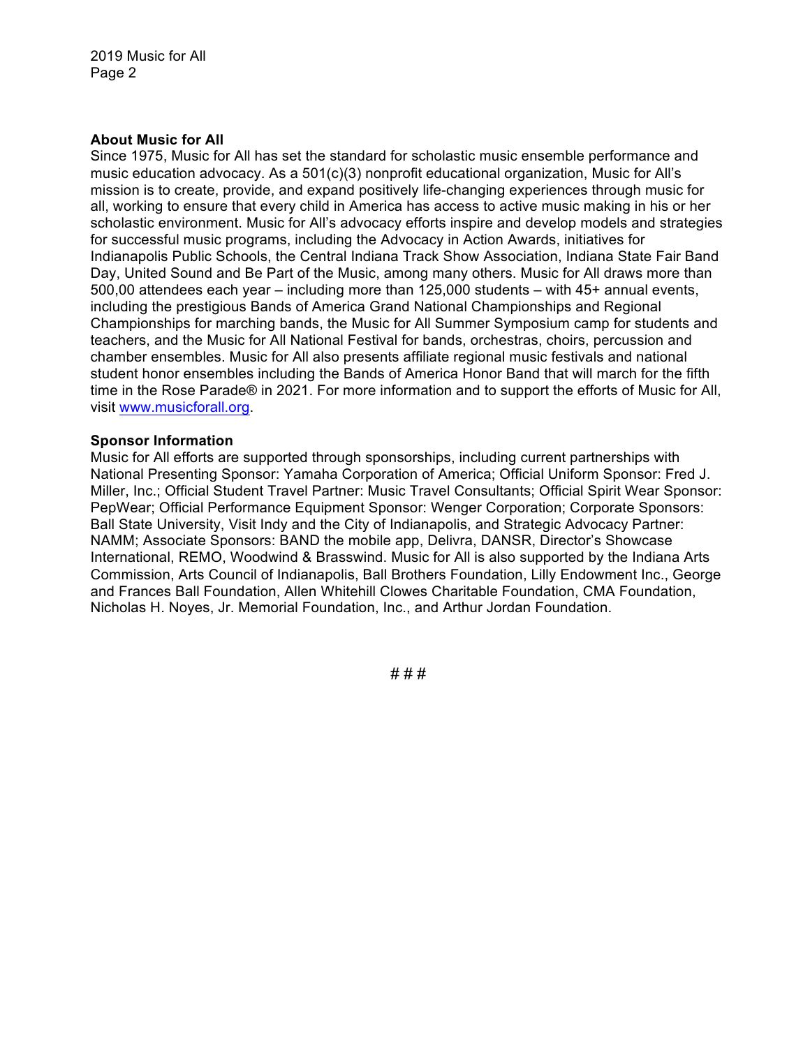**About Music for All**
Since 1975, Music for All has set the standard for scholastic music ensemble performance and music education advocacy. As a 501(c)(3) nonprofit educational organization, Music for All's mission is to create, provide, and expand positively life-changing experiences through music for all, working to ensure that every child in America has access to active music making in his or her scholastic environment. Music for All's advocacy efforts inspire and develop models and strategies for successful music programs, including the Advocacy in Action Awards, initiatives for Indianapolis Public Schools, the Central Indiana Track Show Association, Indiana State Fair Band Day, United Sound and Be Part of the Music, among many others. Music for All draws more than 500,00 attendees each year – including more than 125,000 students – with 45+ annual events, including the prestigious Bands of America Grand National Championships and Regional Championships for marching bands, the Music for All Summer Symposium camp for students and teachers, and the Music for All National Festival for bands, orchestras, choirs, percussion and chamber ensembles. Music for All also presents affiliate regional music festivals and national student honor ensembles including the Bands of America Honor Band that will march for the fifth time in the Rose Parade® in 2021. For more information and to support the efforts of Music for All, visit www.musicforall.org.

**Sponsor Information**
Music for All efforts are supported through sponsorships, including current partnerships with National Presenting Sponsor: Yamaha Corporation of America; Official Uniform Sponsor: Fred J. Miller, Inc.; Official Student Travel Partner: Music Travel Consultants; Official Spirit Wear Sponsor: PepWear; Official Performance Equipment Sponsor: Wenger Corporation; Corporate Sponsors: Ball State University, Visit Indy and the City of Indianapolis, and Strategic Advocacy Partner: NAMM; Associate Sponsors: BAND the mobile app, Delivra, DANSR, Director's Showcase International, REMO, Woodwind & Brasswind. Music for All is also supported by the Indiana Arts Commission, Arts Council of Indianapolis, Ball Brothers Foundation, Lilly Endowment Inc., George and Frances Ball Foundation, Allen Whitehill Clowes Charitable Foundation, CMA Foundation, Nicholas H. Noyes, Jr. Memorial Foundation, Inc., and Arthur Jordan Foundation.

# # #